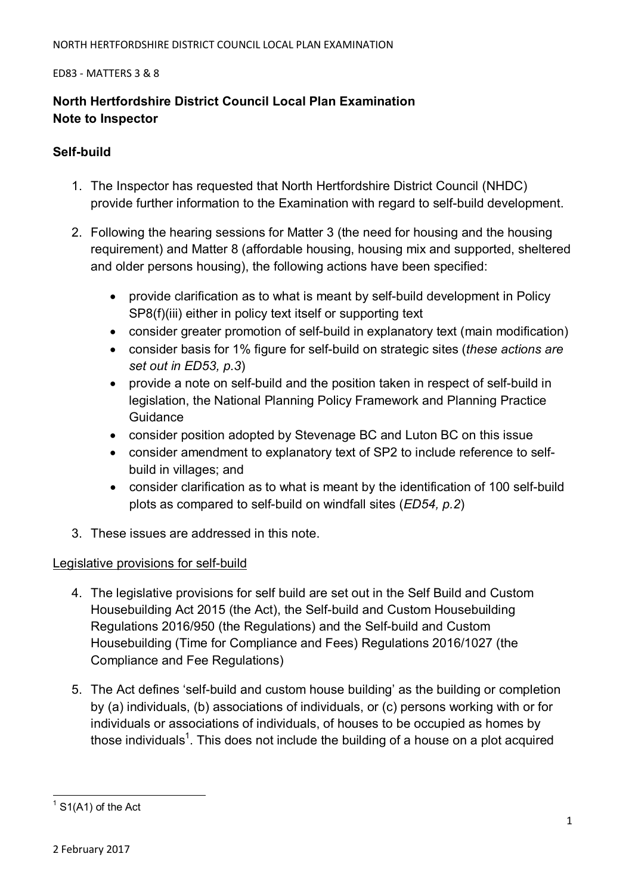ED83 - MATTERS 3 & 8

# North Hertfordshire District Council Local Plan Examination
# Note to Inspector

## Self-build

1. The Inspector has requested that North Hertfordshire District Council (NHDC) provide further information to the Examination with regard to self-build development.

2. Following the hearing sessions for Matter 3 (the need for housing and the housing requirement) and Matter 8 (affordable housing, housing mix and supported, sheltered and older persons housing), the following actions have been specified:

   - provide clarification as to what is meant by self-build development in Policy SP8(f)(iii) either in policy text itself or supporting text
   - consider greater promotion of self-build in explanatory text (main modification)
   - consider basis for 1% figure for self-build on strategic sites (*these actions are set out in ED53, p.3*)
   - provide a note on self-build and the position taken in respect of self-build in legislation, the National Planning Policy Framework and Planning Practice Guidance
   - consider position adopted by Stevenage BC and Luton BC on this issue
   - consider amendment to explanatory text of SP2 to include reference to self-build in villages; and
   - consider clarification as to what is meant by the identification of 100 self-build plots as compared to self-build on windfall sites (*ED54, p.2*)

3. These issues are addressed in this note.

<u>Legislative provisions for self-build</u>

4. The legislative provisions for self build are set out in the Self Build and Custom Housebuilding Act 2015 (the Act), the Self-build and Custom Housebuilding Regulations 2016/950 (the Regulations) and the Self-build and Custom Housebuilding (Time for Compliance and Fees) Regulations 2016/1027 (the Compliance and Fee Regulations)

5. The Act defines 'self-build and custom house building' as the building or completion by (a) individuals, (b) associations of individuals, or (c) persons working with or for individuals or associations of individuals, of houses to be occupied as homes by those individuals[1]. This does not include the building of a house on a plot acquired

[1] S1(A1) of the Act

2 February 2017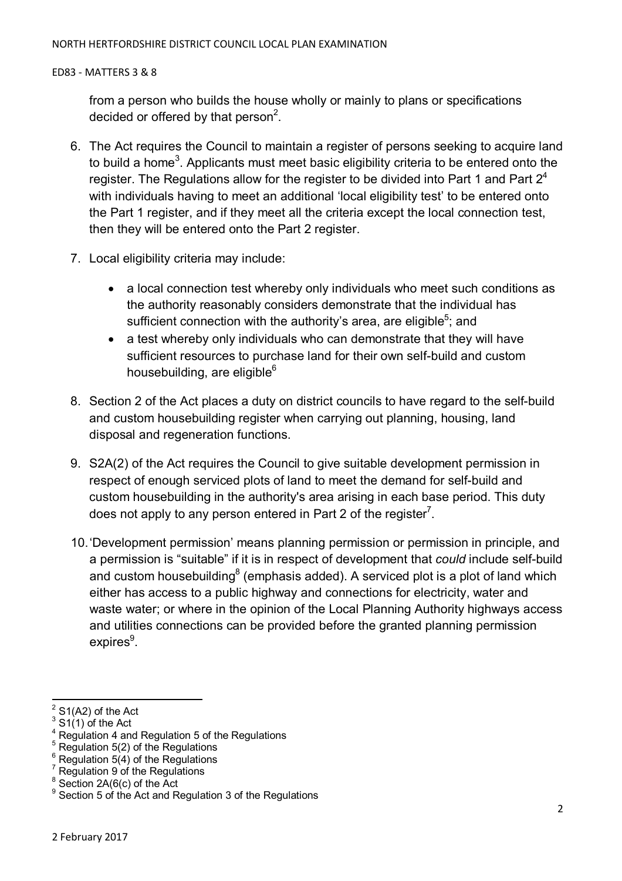from a person who builds the house wholly or mainly to plans or specifications decided or offered by that person[2].

6. The Act requires the Council to maintain a register of persons seeking to acquire land to build a home[3]. Applicants must meet basic eligibility criteria to be entered onto the register. The Regulations allow for the register to be divided into Part 1 and Part 2[4] with individuals having to meet an additional 'local eligibility test' to be entered onto the Part 1 register, and if they meet all the criteria except the local connection test, then they will be entered onto the Part 2 register.

7. Local eligibility criteria may include:

   - a local connection test whereby only individuals who meet such conditions as the authority reasonably considers demonstrate that the individual has sufficient connection with the authority's area, are eligible[5]; and
   - a test whereby only individuals who can demonstrate that they will have sufficient resources to purchase land for their own self-build and custom housebuilding, are eligible[6]

8. Section 2 of the Act places a duty on district councils to have regard to the self-build and custom housebuilding register when carrying out planning, housing, land disposal and regeneration functions.

9. S2A(2) of the Act requires the Council to give suitable development permission in respect of enough serviced plots of land to meet the demand for self-build and custom housebuilding in the authority's area arising in each base period. This duty does not apply to any person entered in Part 2 of the register[7].

10. 'Development permission' means planning permission or permission in principle, and a permission is "suitable" if it is in respect of development that *could* include self-build and custom housebuilding[8] (emphasis added). A serviced plot is a plot of land which either has access to a public highway and connections for electricity, water and waste water; or where in the opinion of the Local Planning Authority highways access and utilities connections can be provided before the granted planning permission expires[9].

---

[2] S1(A2) of the Act
[3] S1(1) of the Act
[4] Regulation 4 and Regulation 5 of the Regulations
[5] Regulation 5(2) of the Regulations
[6] Regulation 5(4) of the Regulations
[7] Regulation 9 of the Regulations
[8] Section 2A(6(c) of the Act
[9] Section 5 of the Act and Regulation 3 of the Regulations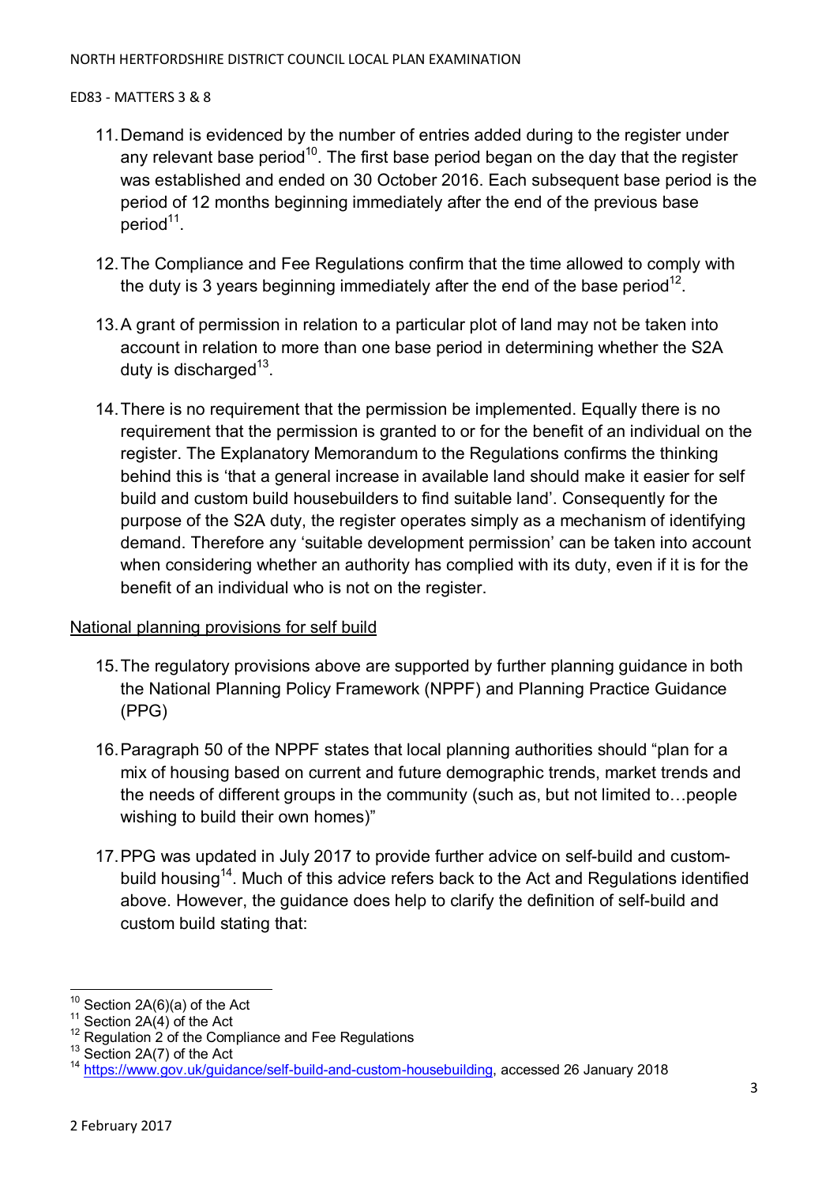11. Demand is evidenced by the number of entries added during to the register under any relevant base period[10]. The first base period began on the day that the register was established and ended on 30 October 2016. Each subsequent base period is the period of 12 months beginning immediately after the end of the previous base period[11].

12. The Compliance and Fee Regulations confirm that the time allowed to comply with the duty is 3 years beginning immediately after the end of the base period[12].

13. A grant of permission in relation to a particular plot of land may not be taken into account in relation to more than one base period in determining whether the S2A duty is discharged[13].

14. There is no requirement that the permission be implemented. Equally there is no requirement that the permission is granted to or for the benefit of an individual on the register. The Explanatory Memorandum to the Regulations confirms the thinking behind this is 'that a general increase in available land should make it easier for self build and custom build housebuilders to find suitable land'. Consequently for the purpose of the S2A duty, the register operates simply as a mechanism of identifying demand. Therefore any 'suitable development permission' can be taken into account when considering whether an authority has complied with its duty, even if it is for the benefit of an individual who is not on the register.

<u>National planning provisions for self build</u>

15. The regulatory provisions above are supported by further planning guidance in both the National Planning Policy Framework (NPPF) and Planning Practice Guidance (PPG)

16. Paragraph 50 of the NPPF states that local planning authorities should "plan for a mix of housing based on current and future demographic trends, market trends and the needs of different groups in the community (such as, but not limited to…people wishing to build their own homes)"

17. PPG was updated in July 2017 to provide further advice on self-build and custom-build housing[14]. Much of this advice refers back to the Act and Regulations identified above. However, the guidance does help to clarify the definition of self-build and custom build stating that:

---

[10] Section 2A(6)(a) of the Act
[11] Section 2A(4) of the Act
[12] Regulation 2 of the Compliance and Fee Regulations
[13] Section 2A(7) of the Act
[14] https://www.gov.uk/guidance/self-build-and-custom-housebuilding, accessed 26 January 2018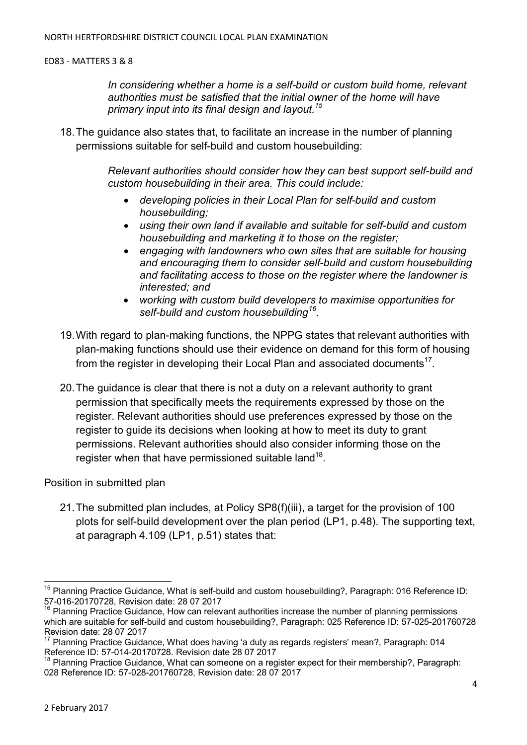*In considering whether a home is a self-build or custom build home, relevant authorities must be satisfied that the initial owner of the home will have primary input into its final design and layout.*[15]

18. The guidance also states that, to facilitate an increase in the number of planning permissions suitable for self-build and custom housebuilding:

    *Relevant authorities should consider how they can best support self-build and custom housebuilding in their area. This could include:*

    - *developing policies in their Local Plan for self-build and custom housebuilding;*
    - *using their own land if available and suitable for self-build and custom housebuilding and marketing it to those on the register;*
    - *engaging with landowners who own sites that are suitable for housing and encouraging them to consider self-build and custom housebuilding and facilitating access to those on the register where the landowner is interested; and*
    - *working with custom build developers to maximise opportunities for self-build and custom housebuilding*[16]*.*

19. With regard to plan-making functions, the NPPG states that relevant authorities with plan-making functions should use their evidence on demand for this form of housing from the register in developing their Local Plan and associated documents[17].

20. The guidance is clear that there is not a duty on a relevant authority to grant permission that specifically meets the requirements expressed by those on the register. Relevant authorities should use preferences expressed by those on the register to guide its decisions when looking at how to meet its duty to grant permissions. Relevant authorities should also consider informing those on the register when that have permissioned suitable land[18].

Position in submitted plan

21. The submitted plan includes, at Policy SP8(f)(iii), a target for the provision of 100 plots for self-build development over the plan period (LP1, p.48). The supporting text, at paragraph 4.109 (LP1, p.51) states that:

---

[15] Planning Practice Guidance, What is self-build and custom housebuilding?, Paragraph: 016 Reference ID: 57-016-20170728, Revision date: 28 07 2017

[16] Planning Practice Guidance, How can relevant authorities increase the number of planning permissions which are suitable for self-build and custom housebuilding?, Paragraph: 025 Reference ID: 57-025-201760728 Revision date: 28 07 2017

[17] Planning Practice Guidance, What does having 'a duty as regards registers' mean?, Paragraph: 014 Reference ID: 57-014-20170728. Revision date 28 07 2017

[18] Planning Practice Guidance, What can someone on a register expect for their membership?, Paragraph: 028 Reference ID: 57-028-201760728, Revision date: 28 07 2017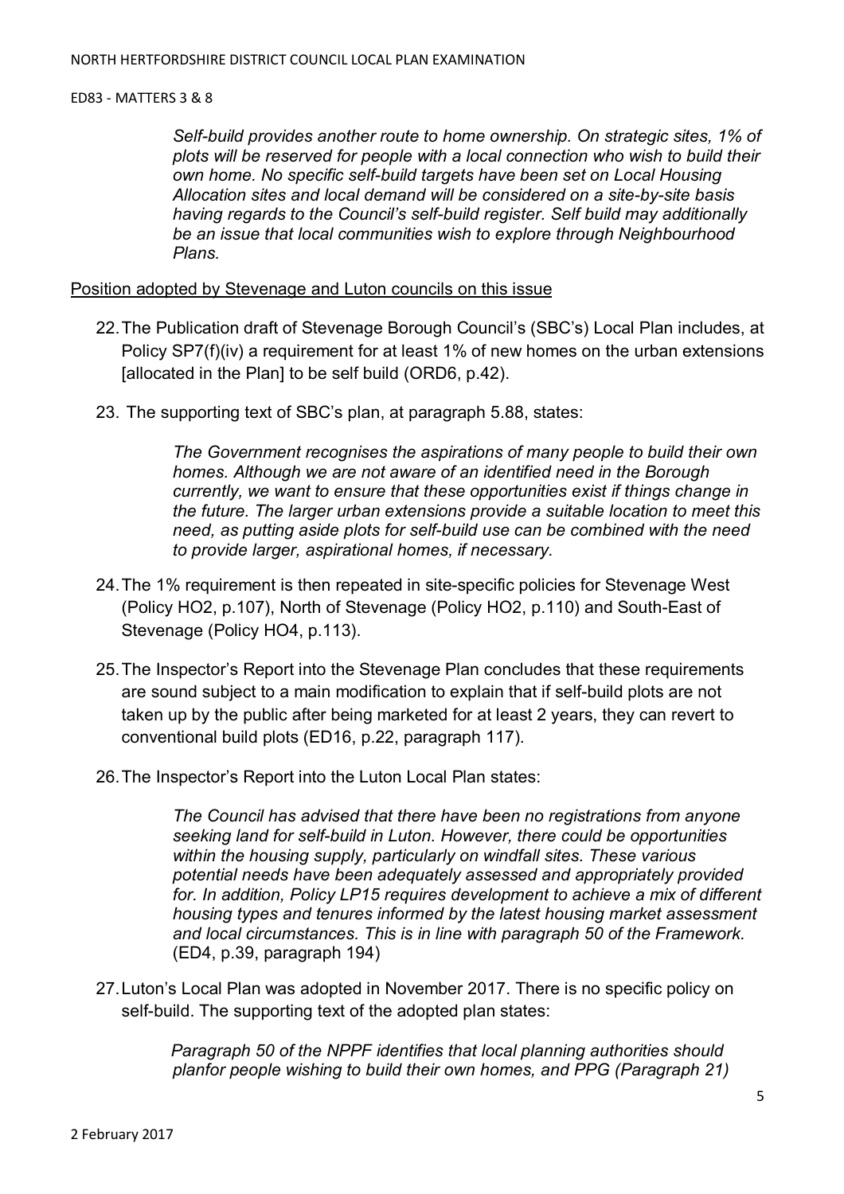*Self-build provides another route to home ownership. On strategic sites, 1% of plots will be reserved for people with a local connection who wish to build their own home. No specific self-build targets have been set on Local Housing Allocation sites and local demand will be considered on a site-by-site basis having regards to the Council's self-build register. Self build may additionally be an issue that local communities wish to explore through Neighbourhood Plans.*

Position adopted by Stevenage and Luton councils on this issue

22. The Publication draft of Stevenage Borough Council's (SBC's) Local Plan includes, at Policy SP7(f)(iv) a requirement for at least 1% of new homes on the urban extensions [allocated in the Plan] to be self build (ORD6, p.42).

23. The supporting text of SBC's plan, at paragraph 5.88, states:

    *The Government recognises the aspirations of many people to build their own homes. Although we are not aware of an identified need in the Borough currently, we want to ensure that these opportunities exist if things change in the future. The larger urban extensions provide a suitable location to meet this need, as putting aside plots for self-build use can be combined with the need to provide larger, aspirational homes, if necessary.*

24. The 1% requirement is then repeated in site-specific policies for Stevenage West (Policy HO2, p.107), North of Stevenage (Policy HO2, p.110) and South-East of Stevenage (Policy HO4, p.113).

25. The Inspector's Report into the Stevenage Plan concludes that these requirements are sound subject to a main modification to explain that if self-build plots are not taken up by the public after being marketed for at least 2 years, they can revert to conventional build plots (ED16, p.22, paragraph 117).

26. The Inspector's Report into the Luton Local Plan states:

    *The Council has advised that there have been no registrations from anyone seeking land for self-build in Luton. However, there could be opportunities within the housing supply, particularly on windfall sites. These various potential needs have been adequately assessed and appropriately provided for. In addition, Policy LP15 requires development to achieve a mix of different housing types and tenures informed by the latest housing market assessment and local circumstances. This is in line with paragraph 50 of the Framework.* (ED4, p.39, paragraph 194)

27. Luton's Local Plan was adopted in November 2017. There is no specific policy on self-build. The supporting text of the adopted plan states:

    *Paragraph 50 of the NPPF identifies that local planning authorities should planfor people wishing to build their own homes, and PPG (Paragraph 21)*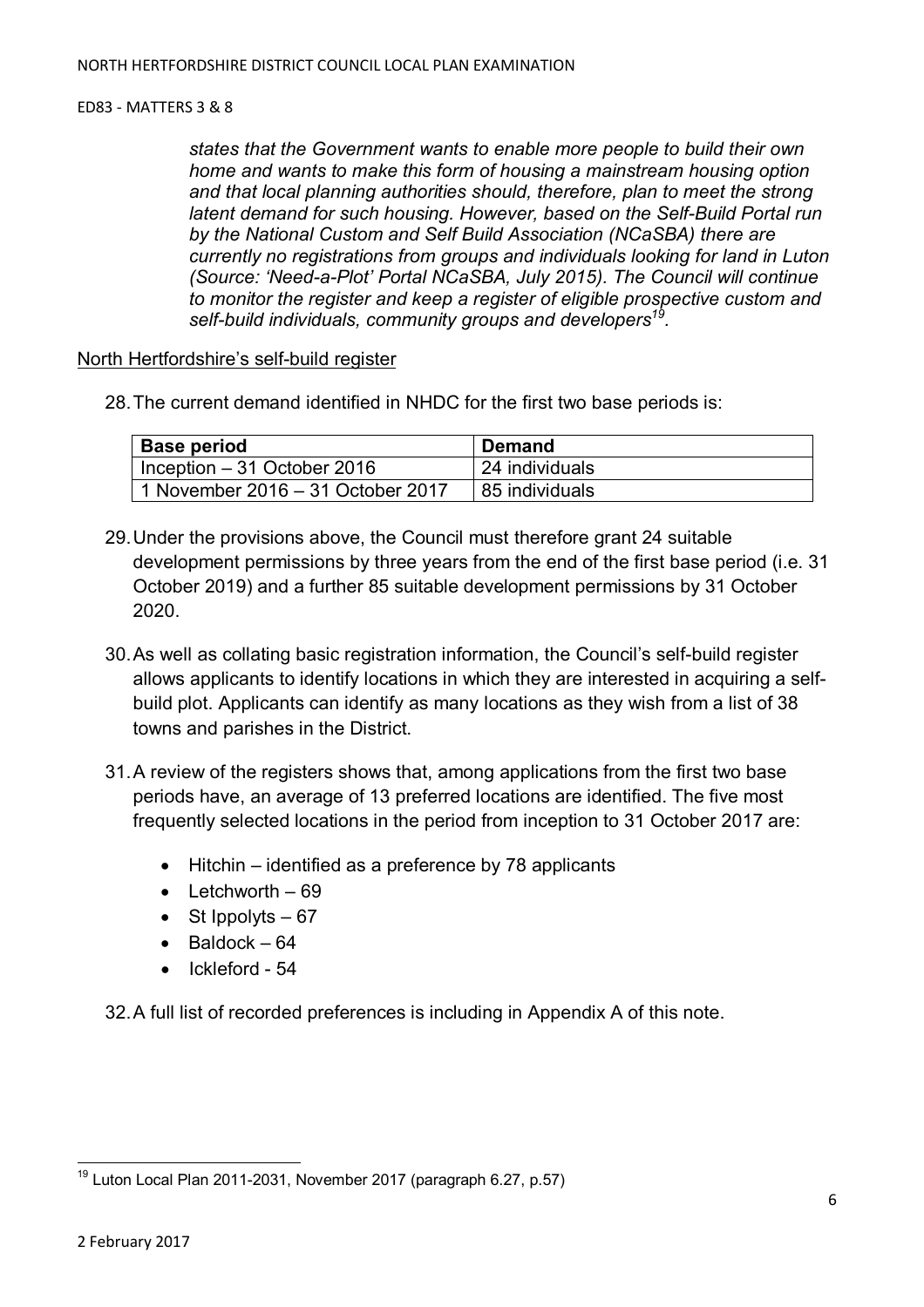*states that the Government wants to enable more people to build their own home and wants to make this form of housing a mainstream housing option and that local planning authorities should, therefore, plan to meet the strong latent demand for such housing. However, based on the Self-Build Portal run by the National Custom and Self Build Association (NCaSBA) there are currently no registrations from groups and individuals looking for land in Luton (Source: 'Need-a-Plot' Portal NCaSBA, July 2015). The Council will continue to monitor the register and keep a register of eligible prospective custom and self-build individuals, community groups and developers[19].*

North Hertfordshire's self-build register

28. The current demand identified in NHDC for the first two base periods is:

| Base period | Demand |
|---|---|
| Inception – 31 October 2016 | 24 individuals |
| 1 November 2016 – 31 October 2017 | 85 individuals |

29. Under the provisions above, the Council must therefore grant 24 suitable development permissions by three years from the end of the first base period (i.e. 31 October 2019) and a further 85 suitable development permissions by 31 October 2020.

30. As well as collating basic registration information, the Council's self-build register allows applicants to identify locations in which they are interested in acquiring a self-build plot. Applicants can identify as many locations as they wish from a list of 38 towns and parishes in the District.

31. A review of the registers shows that, among applications from the first two base periods have, an average of 13 preferred locations are identified. The five most frequently selected locations in the period from inception to 31 October 2017 are:

- Hitchin – identified as a preference by 78 applicants
- Letchworth – 69
- St Ippolyts – 67
- Baldock – 64
- Ickleford - 54

32. A full list of recorded preferences is including in Appendix A of this note.

[19] Luton Local Plan 2011-2031, November 2017 (paragraph 6.27, p.57)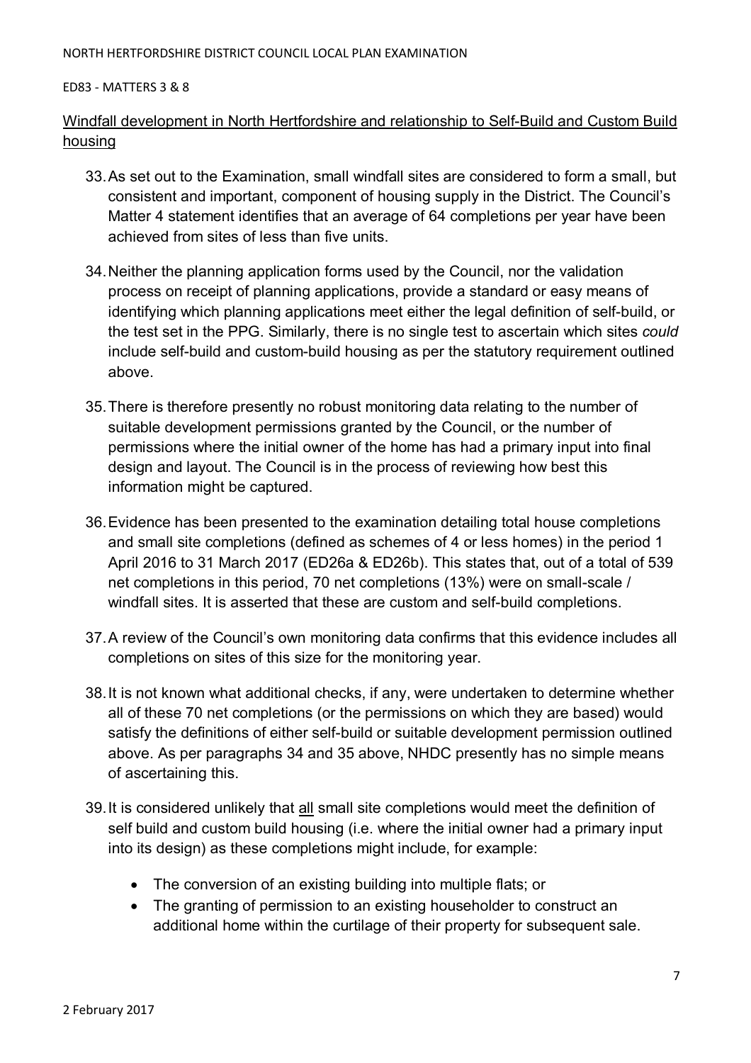Windfall development in North Hertfordshire and relationship to Self-Build and Custom Build housing

33. As set out to the Examination, small windfall sites are considered to form a small, but consistent and important, component of housing supply in the District. The Council's Matter 4 statement identifies that an average of 64 completions per year have been achieved from sites of less than five units.

34. Neither the planning application forms used by the Council, nor the validation process on receipt of planning applications, provide a standard or easy means of identifying which planning applications meet either the legal definition of self-build, or the test set in the PPG. Similarly, there is no single test to ascertain which sites *could* include self-build and custom-build housing as per the statutory requirement outlined above.

35. There is therefore presently no robust monitoring data relating to the number of suitable development permissions granted by the Council, or the number of permissions where the initial owner of the home has had a primary input into final design and layout. The Council is in the process of reviewing how best this information might be captured.

36. Evidence has been presented to the examination detailing total house completions and small site completions (defined as schemes of 4 or less homes) in the period 1 April 2016 to 31 March 2017 (ED26a & ED26b). This states that, out of a total of 539 net completions in this period, 70 net completions (13%) were on small-scale / windfall sites. It is asserted that these are custom and self-build completions.

37. A review of the Council's own monitoring data confirms that this evidence includes all completions on sites of this size for the monitoring year.

38. It is not known what additional checks, if any, were undertaken to determine whether all of these 70 net completions (or the permissions on which they are based) would satisfy the definitions of either self-build or suitable development permission outlined above. As per paragraphs 34 and 35 above, NHDC presently has no simple means of ascertaining this.

39. It is considered unlikely that all small site completions would meet the definition of self build and custom build housing (i.e. where the initial owner had a primary input into its design) as these completions might include, for example:

- The conversion of an existing building into multiple flats; or
- The granting of permission to an existing householder to construct an additional home within the curtilage of their property for subsequent sale.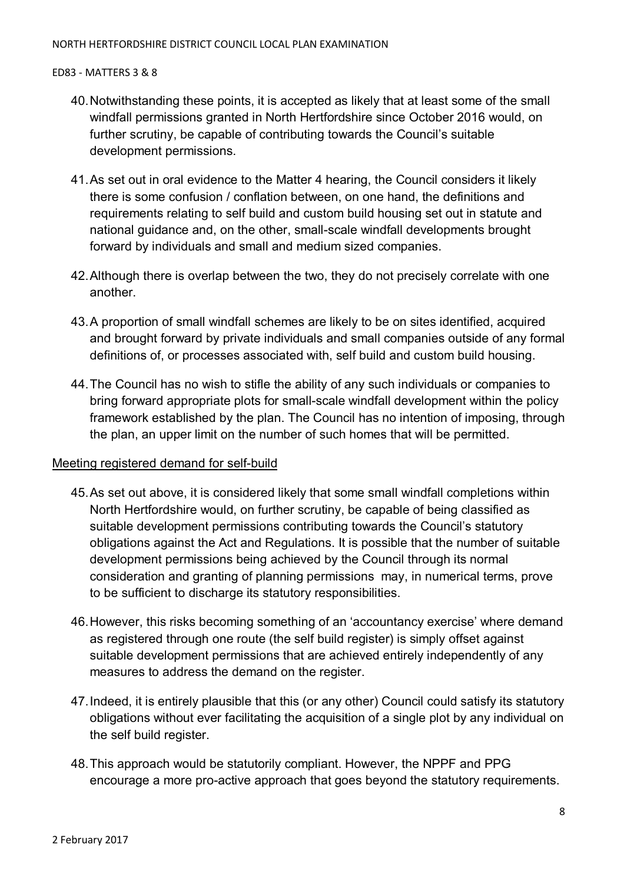40. Notwithstanding these points, it is accepted as likely that at least some of the small windfall permissions granted in North Hertfordshire since October 2016 would, on further scrutiny, be capable of contributing towards the Council's suitable development permissions.

41. As set out in oral evidence to the Matter 4 hearing, the Council considers it likely there is some confusion / conflation between, on one hand, the definitions and requirements relating to self build and custom build housing set out in statute and national guidance and, on the other, small-scale windfall developments brought forward by individuals and small and medium sized companies.

42. Although there is overlap between the two, they do not precisely correlate with one another.

43. A proportion of small windfall schemes are likely to be on sites identified, acquired and brought forward by private individuals and small companies outside of any formal definitions of, or processes associated with, self build and custom build housing.

44. The Council has no wish to stifle the ability of any such individuals or companies to bring forward appropriate plots for small-scale windfall development within the policy framework established by the plan. The Council has no intention of imposing, through the plan, an upper limit on the number of such homes that will be permitted.

Meeting registered demand for self-build

45. As set out above, it is considered likely that some small windfall completions within North Hertfordshire would, on further scrutiny, be capable of being classified as suitable development permissions contributing towards the Council's statutory obligations against the Act and Regulations. It is possible that the number of suitable development permissions being achieved by the Council through its normal consideration and granting of planning permissions may, in numerical terms, prove to be sufficient to discharge its statutory responsibilities.

46. However, this risks becoming something of an 'accountancy exercise' where demand as registered through one route (the self build register) is simply offset against suitable development permissions that are achieved entirely independently of any measures to address the demand on the register.

47. Indeed, it is entirely plausible that this (or any other) Council could satisfy its statutory obligations without ever facilitating the acquisition of a single plot by any individual on the self build register.

48. This approach would be statutorily compliant. However, the NPPF and PPG encourage a more pro-active approach that goes beyond the statutory requirements.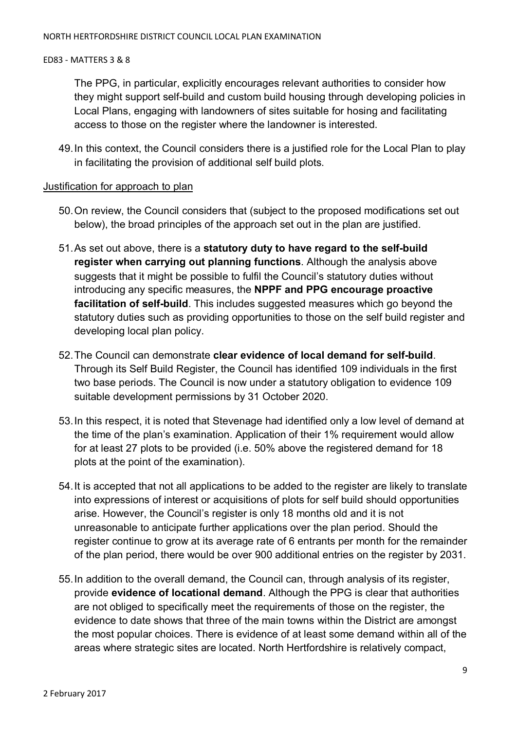The PPG, in particular, explicitly encourages relevant authorities to consider how they might support self-build and custom build housing through developing policies in Local Plans, engaging with landowners of sites suitable for hosing and facilitating access to those on the register where the landowner is interested.

49. In this context, the Council considers there is a justified role for the Local Plan to play in facilitating the provision of additional self build plots.

<u>Justification for approach to plan</u>

50. On review, the Council considers that (subject to the proposed modifications set out below), the broad principles of the approach set out in the plan are justified.

51. As set out above, there is a **statutory duty to have regard to the self-build register when carrying out planning functions**. Although the analysis above suggests that it might be possible to fulfil the Council's statutory duties without introducing any specific measures, the **NPPF and PPG encourage proactive facilitation of self-build**. This includes suggested measures which go beyond the statutory duties such as providing opportunities to those on the self build register and developing local plan policy.

52. The Council can demonstrate **clear evidence of local demand for self-build**. Through its Self Build Register, the Council has identified 109 individuals in the first two base periods. The Council is now under a statutory obligation to evidence 109 suitable development permissions by 31 October 2020.

53. In this respect, it is noted that Stevenage had identified only a low level of demand at the time of the plan's examination. Application of their 1% requirement would allow for at least 27 plots to be provided (i.e. 50% above the registered demand for 18 plots at the point of the examination).

54. It is accepted that not all applications to be added to the register are likely to translate into expressions of interest or acquisitions of plots for self build should opportunities arise. However, the Council's register is only 18 months old and it is not unreasonable to anticipate further applications over the plan period. Should the register continue to grow at its average rate of 6 entrants per month for the remainder of the plan period, there would be over 900 additional entries on the register by 2031.

55. In addition to the overall demand, the Council can, through analysis of its register, provide **evidence of locational demand**. Although the PPG is clear that authorities are not obliged to specifically meet the requirements of those on the register, the evidence to date shows that three of the main towns within the District are amongst the most popular choices. There is evidence of at least some demand within all of the areas where strategic sites are located. North Hertfordshire is relatively compact,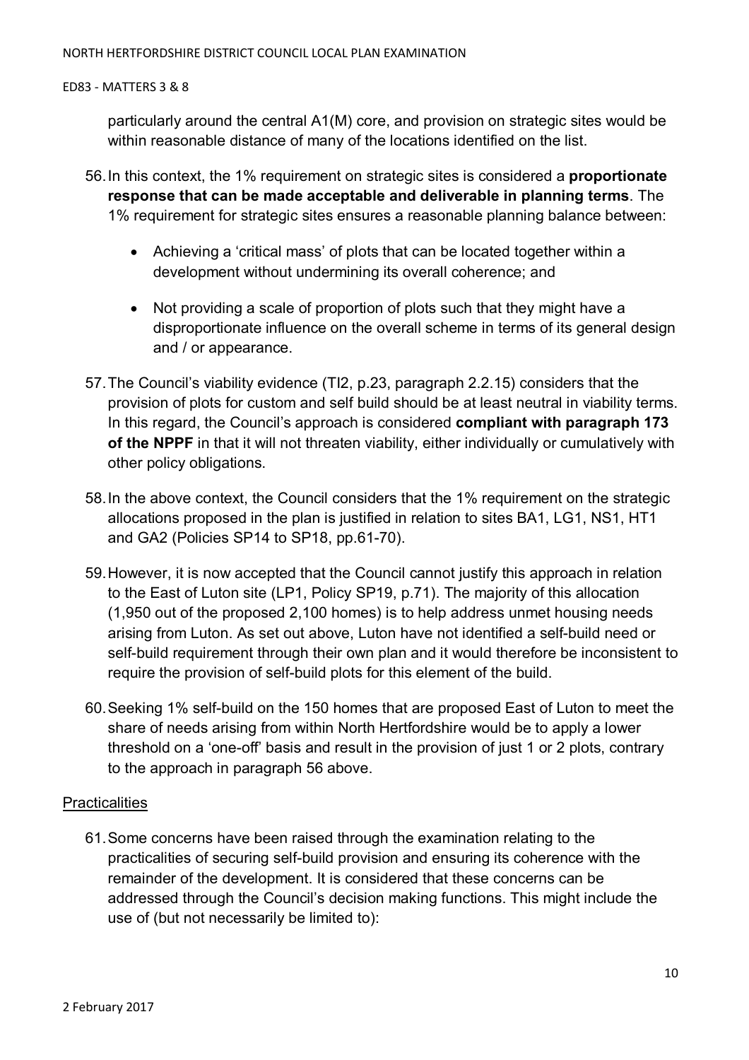particularly around the central A1(M) core, and provision on strategic sites would be within reasonable distance of many of the locations identified on the list.

56. In this context, the 1% requirement on strategic sites is considered a **proportionate response that can be made acceptable and deliverable in planning terms**. The 1% requirement for strategic sites ensures a reasonable planning balance between:

    - Achieving a 'critical mass' of plots that can be located together within a development without undermining its overall coherence; and

    - Not providing a scale of proportion of plots such that they might have a disproportionate influence on the overall scheme in terms of its general design and / or appearance.

57. The Council's viability evidence (TI2, p.23, paragraph 2.2.15) considers that the provision of plots for custom and self build should be at least neutral in viability terms. In this regard, the Council's approach is considered **compliant with paragraph 173 of the NPPF** in that it will not threaten viability, either individually or cumulatively with other policy obligations.

58. In the above context, the Council considers that the 1% requirement on the strategic allocations proposed in the plan is justified in relation to sites BA1, LG1, NS1, HT1 and GA2 (Policies SP14 to SP18, pp.61-70).

59. However, it is now accepted that the Council cannot justify this approach in relation to the East of Luton site (LP1, Policy SP19, p.71). The majority of this allocation (1,950 out of the proposed 2,100 homes) is to help address unmet housing needs arising from Luton. As set out above, Luton have not identified a self-build need or self-build requirement through their own plan and it would therefore be inconsistent to require the provision of self-build plots for this element of the build.

60. Seeking 1% self-build on the 150 homes that are proposed East of Luton to meet the share of needs arising from within North Hertfordshire would be to apply a lower threshold on a 'one-off' basis and result in the provision of just 1 or 2 plots, contrary to the approach in paragraph 56 above.

## Practicalities

61. Some concerns have been raised through the examination relating to the practicalities of securing self-build provision and ensuring its coherence with the remainder of the development. It is considered that these concerns can be addressed through the Council's decision making functions. This might include the use of (but not necessarily be limited to):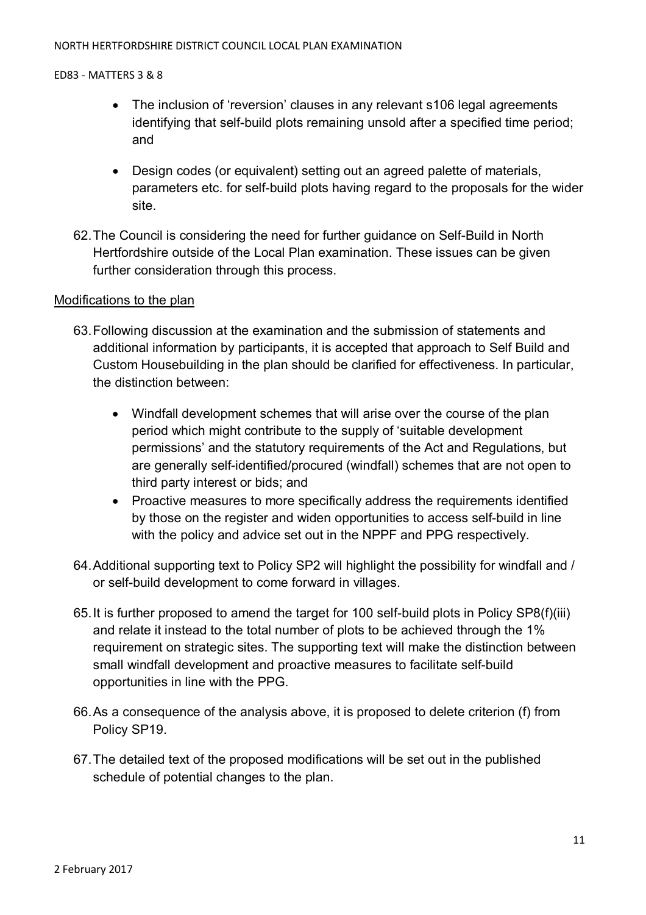- The inclusion of 'reversion' clauses in any relevant s106 legal agreements identifying that self-build plots remaining unsold after a specified time period; and

- Design codes (or equivalent) setting out an agreed palette of materials, parameters etc. for self-build plots having regard to the proposals for the wider site.

62. The Council is considering the need for further guidance on Self-Build in North Hertfordshire outside of the Local Plan examination. These issues can be given further consideration through this process.

Modifications to the plan

63. Following discussion at the examination and the submission of statements and additional information by participants, it is accepted that approach to Self Build and Custom Housebuilding in the plan should be clarified for effectiveness. In particular, the distinction between:

    - Windfall development schemes that will arise over the course of the plan period which might contribute to the supply of 'suitable development permissions' and the statutory requirements of the Act and Regulations, but are generally self-identified/procured (windfall) schemes that are not open to third party interest or bids; and
    - Proactive measures to more specifically address the requirements identified by those on the register and widen opportunities to access self-build in line with the policy and advice set out in the NPPF and PPG respectively.

64. Additional supporting text to Policy SP2 will highlight the possibility for windfall and / or self-build development to come forward in villages.

65. It is further proposed to amend the target for 100 self-build plots in Policy SP8(f)(iii) and relate it instead to the total number of plots to be achieved through the 1% requirement on strategic sites. The supporting text will make the distinction between small windfall development and proactive measures to facilitate self-build opportunities in line with the PPG.

66. As a consequence of the analysis above, it is proposed to delete criterion (f) from Policy SP19.

67. The detailed text of the proposed modifications will be set out in the published schedule of potential changes to the plan.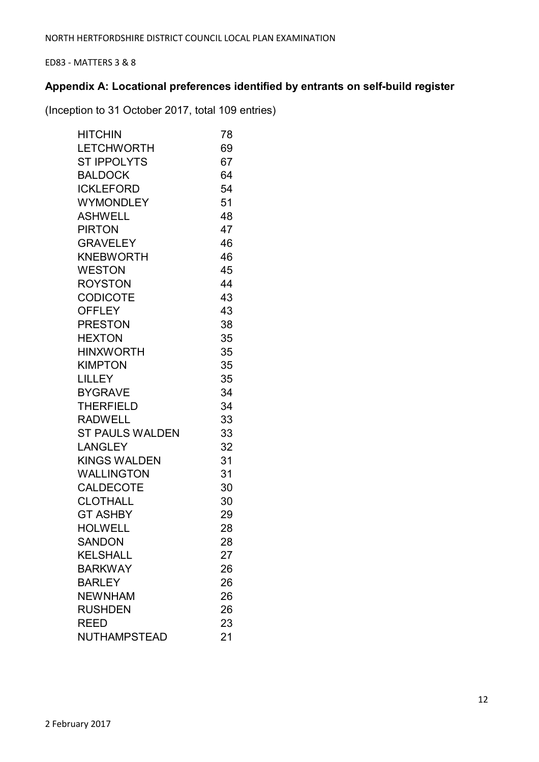## Appendix A: Locational preferences identified by entrants on self-build register

(Inception to 31 October 2017, total 109 entries)

| | |
|---|---|
| HITCHIN | 78 |
| LETCHWORTH | 69 |
| ST IPPOLYTS | 67 |
| BALDOCK | 64 |
| ICKLEFORD | 54 |
| WYMONDLEY | 51 |
| ASHWELL | 48 |
| PIRTON | 47 |
| GRAVELEY | 46 |
| KNEBWORTH | 46 |
| WESTON | 45 |
| ROYSTON | 44 |
| CODICOTE | 43 |
| OFFLEY | 43 |
| PRESTON | 38 |
| HEXTON | 35 |
| HINXWORTH | 35 |
| KIMPTON | 35 |
| LILLEY | 35 |
| BYGRAVE | 34 |
| THERFIELD | 34 |
| RADWELL | 33 |
| ST PAULS WALDEN | 33 |
| LANGLEY | 32 |
| KINGS WALDEN | 31 |
| WALLINGTON | 31 |
| CALDECOTE | 30 |
| CLOTHALL | 30 |
| GT ASHBY | 29 |
| HOLWELL | 28 |
| SANDON | 28 |
| KELSHALL | 27 |
| BARKWAY | 26 |
| BARLEY | 26 |
| NEWNHAM | 26 |
| RUSHDEN | 26 |
| REED | 23 |
| NUTHAMPSTEAD | 21 |